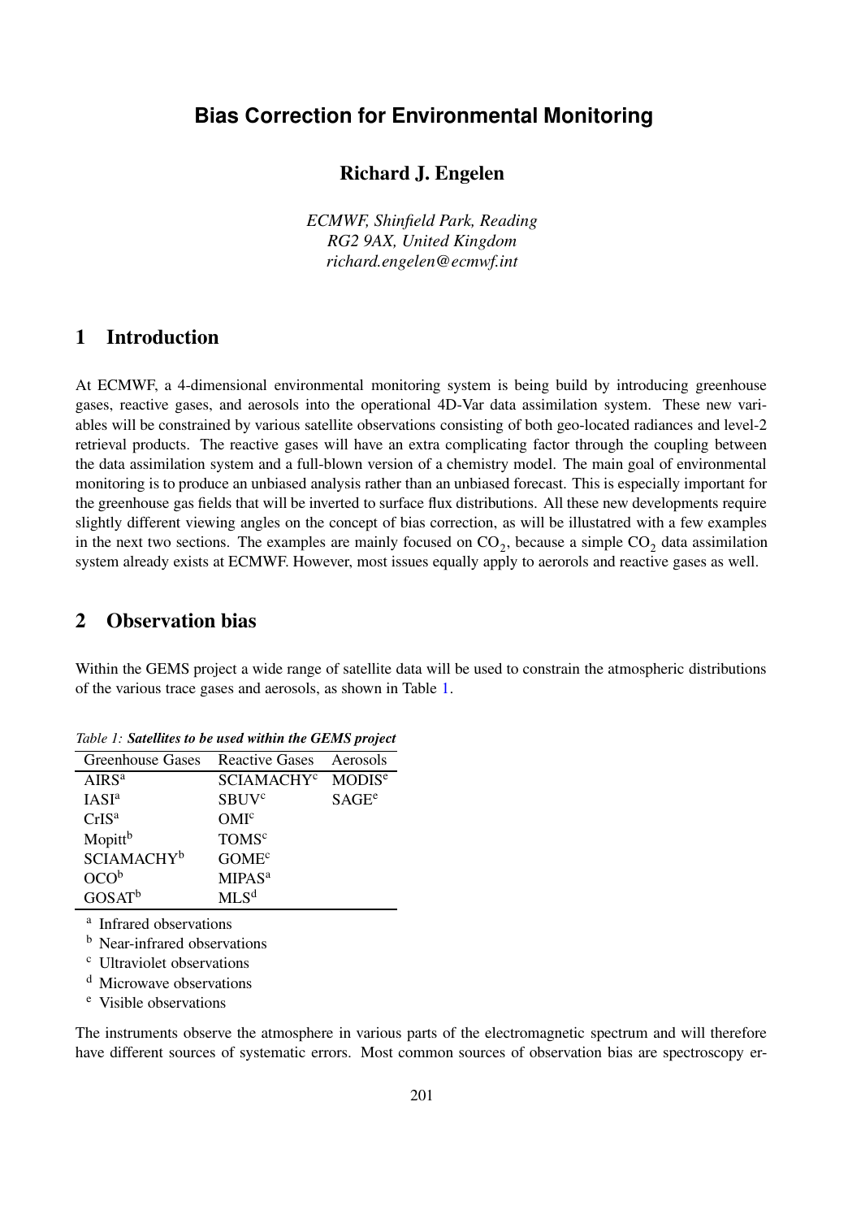# Bias Correction for Environmental Monitoring

**Richard J. Engelen**

*ECMWF, Shinfield Park, Reading*
*RG2 9AX, United Kingdom*
*richard.engelen@ecmwf.int*

## 1 Introduction

At ECMWF, a 4-dimensional environmental monitoring system is being build by introducing greenhouse gases, reactive gases, and aerosols into the operational 4D-Var data assimilation system. These new variables will be constrained by various satellite observations consisting of both geo-located radiances and level-2 retrieval products. The reactive gases will have an extra complicating factor through the coupling between the data assimilation system and a full-blown version of a chemistry model. The main goal of environmental monitoring is to produce an unbiased analysis rather than an unbiased forecast. This is especially important for the greenhouse gas fields that will be inverted to surface flux distributions. All these new developments require slightly different viewing angles on the concept of bias correction, as will be illustatred with a few examples in the next two sections. The examples are mainly focused on $CO_2$, because a simple $CO_2$ data assimilation system already exists at ECMWF. However, most issues equally apply to aerorols and reactive gases as well.

## 2 Observation bias

Within the GEMS project a wide range of satellite data will be used to constrain the atmospheric distributions of the various trace gases and aerosols, as shown in Table 1.

*Table 1:* ***Satellites to be used within the GEMS project***

| Greenhouse Gases | Reactive Gases | Aerosols |
|---|---|---|
| AIRS[a] | SCIAMACHY[c] | MODIS[e] |
| IASI[a] | SBUV[c] | SAGE[e] |
| CrIS[a] | OMI[c] | |
| Mopitt[b] | TOMS[c] | |
| SCIAMACHY[b] | GOME[c] | |
| OCO[b] | MIPAS[a] | |
| GOSAT[b] | MLS[d] | |

[a] Infrared observations
[b] Near-infrared observations
[c] Ultraviolet observations
[d] Microwave observations
[e] Visible observations

The instruments observe the atmosphere in various parts of the electromagnetic spectrum and will therefore have different sources of systematic errors. Most common sources of observation bias are spectroscopy er-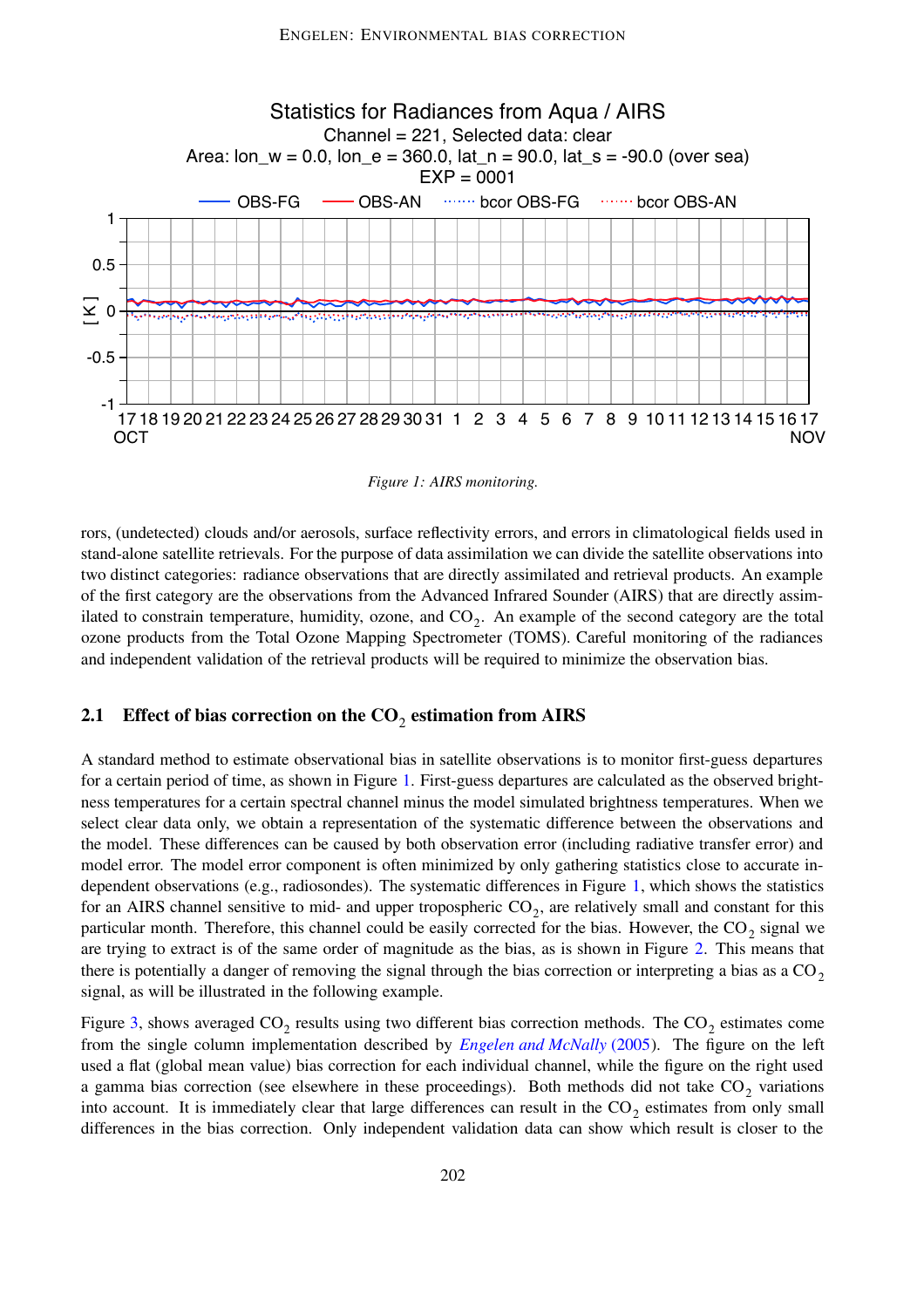Figure 1: AIRS monitoring.

rors, (undetected) clouds and/or aerosols, surface reflectivity errors, and errors in climatological fields used in stand-alone satellite retrievals. For the purpose of data assimilation we can divide the satellite observations into two distinct categories: radiance observations that are directly assimilated and retrieval products. An example of the first category are the observations from the Advanced Infrared Sounder (AIRS) that are directly assimilated to constrain temperature, humidity, ozone, and $CO_2$. An example of the second category are the total ozone products from the Total Ozone Mapping Spectrometer (TOMS). Careful monitoring of the radiances and independent validation of the retrieval products will be required to minimize the observation bias.

## 2.1 Effect of bias correction on the $CO_2$ estimation from AIRS

A standard method to estimate observational bias in satellite observations is to monitor first-guess departures for a certain period of time, as shown in Figure 1. First-guess departures are calculated as the observed brightness temperatures for a certain spectral channel minus the model simulated brightness temperatures. When we select clear data only, we obtain a representation of the systematic difference between the observations and the model. These differences can be caused by both observation error (including radiative transfer error) and model error. The model error component is often minimized by only gathering statistics close to accurate independent observations (e.g., radiosondes). The systematic differences in Figure 1, which shows the statistics for an AIRS channel sensitive to mid- and upper tropospheric $CO_2$, are relatively small and constant for this particular month. Therefore, this channel could be easily corrected for the bias. However, the $CO_2$ signal we are trying to extract is of the same order of magnitude as the bias, as is shown in Figure 2. This means that there is potentially a danger of removing the signal through the bias correction or interpreting a bias as a $CO_2$ signal, as will be illustrated in the following example.

Figure 3, shows averaged $CO_2$ results using two different bias correction methods. The $CO_2$ estimates come from the single column implementation described by *Engelen and McNally* (2005). The figure on the left used a flat (global mean value) bias correction for each individual channel, while the figure on the right used a gamma bias correction (see elsewhere in these proceedings). Both methods did not take $CO_2$ variations into account. It is immediately clear that large differences can result in the $CO_2$ estimates from only small differences in the bias correction. Only independent validation data can show which result is closer to the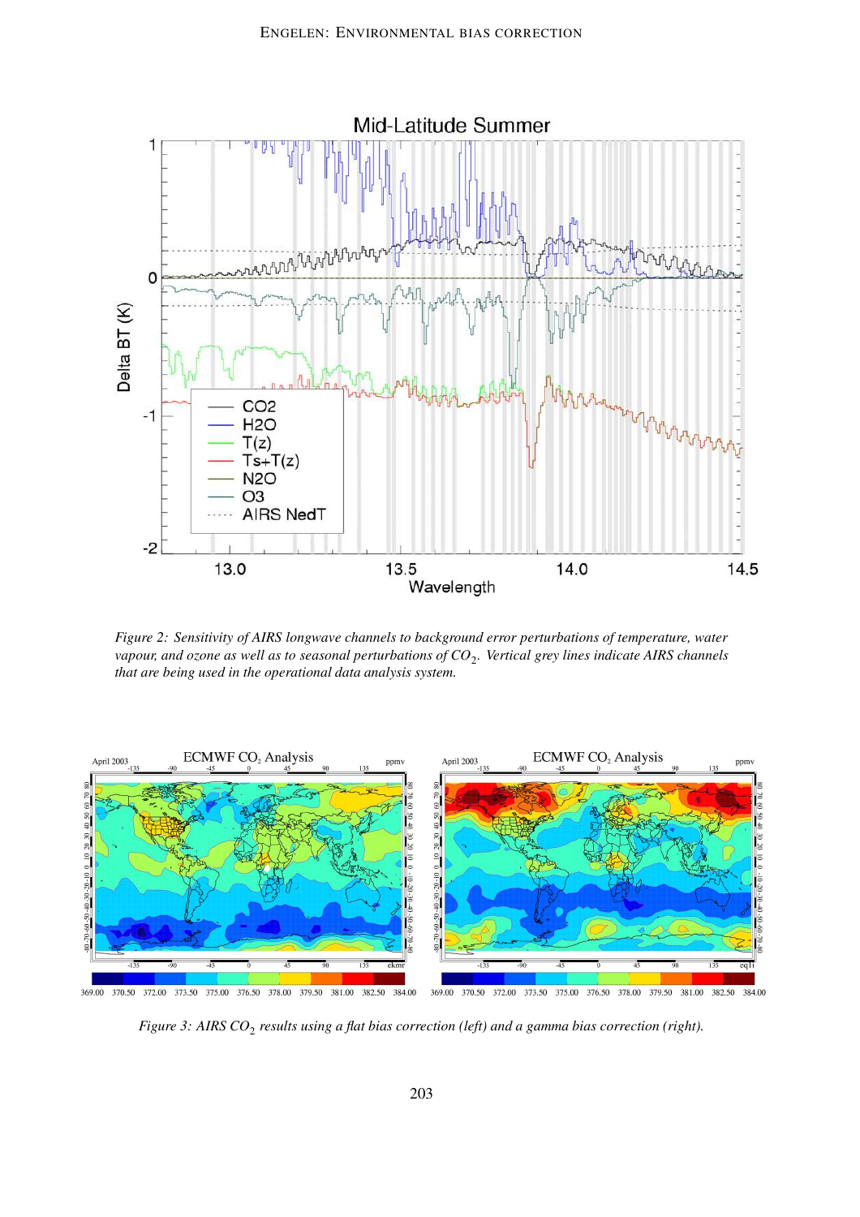Figure 2: Sensitivity of AIRS longwave channels to background error perturbations of temperature, water vapour, and ozone as well as to seasonal perturbations of $CO_2$. Vertical grey lines indicate AIRS channels that are being used in the operational data analysis system.

Figure 3: AIRS $CO_2$ results using a flat bias correction (left) and a gamma bias correction (right).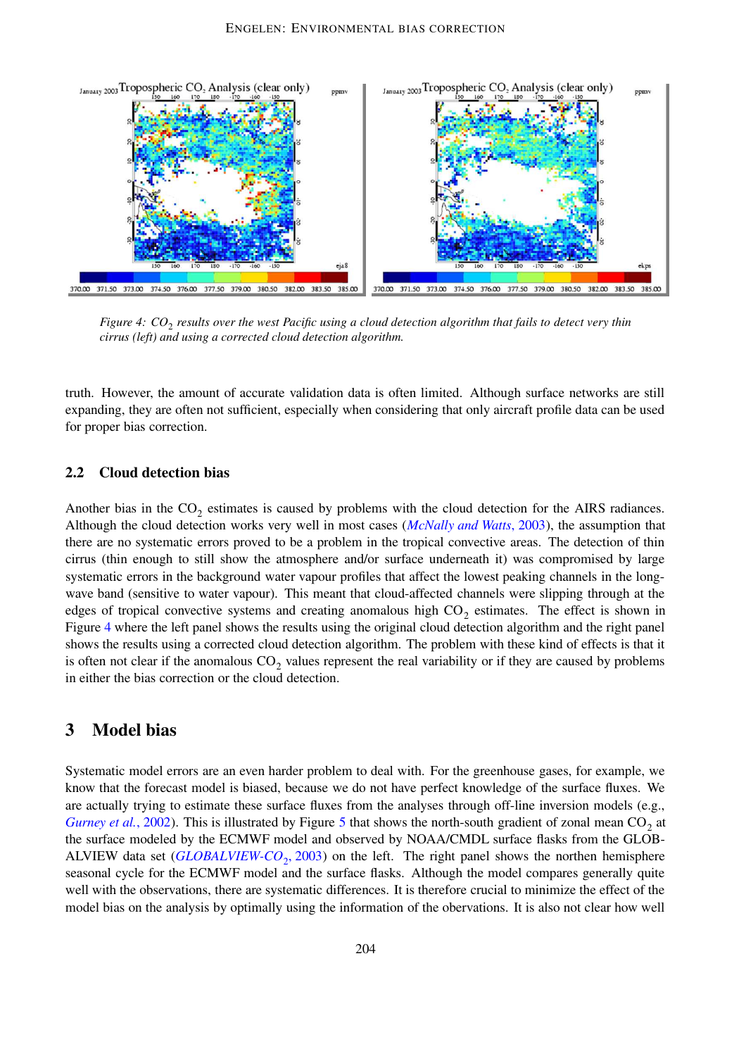*Figure 4: $CO_2$ results over the west Pacific using a cloud detection algorithm that fails to detect very thin cirrus (left) and using a corrected cloud detection algorithm.*

truth. However, the amount of accurate validation data is often limited. Although surface networks are still expanding, they are often not sufficient, especially when considering that only aircraft profile data can be used for proper bias correction.

### 2.2 Cloud detection bias

Another bias in the $CO_2$ estimates is caused by problems with the cloud detection for the AIRS radiances. Although the cloud detection works very well in most cases (*McNally and Watts*, 2003), the assumption that there are no systematic errors proved to be a problem in the tropical convective areas. The detection of thin cirrus (thin enough to still show the atmosphere and/or surface underneath it) was compromised by large systematic errors in the background water vapour profiles that affect the lowest peaking channels in the long-wave band (sensitive to water vapour). This meant that cloud-affected channels were slipping through at the edges of tropical convective systems and creating anomalous high $CO_2$ estimates. The effect is shown in Figure 4 where the left panel shows the results using the original cloud detection algorithm and the right panel shows the results using a corrected cloud detection algorithm. The problem with these kind of effects is that it is often not clear if the anomalous $CO_2$ values represent the real variability or if they are caused by problems in either the bias correction or the cloud detection.

## 3 Model bias

Systematic model errors are an even harder problem to deal with. For the greenhouse gases, for example, we know that the forecast model is biased, because we do not have perfect knowledge of the surface fluxes. We are actually trying to estimate these surface fluxes from the analyses through off-line inversion models (e.g., *Gurney et al.*, 2002). This is illustrated by Figure 5 that shows the north-south gradient of zonal mean $CO_2$ at the surface modeled by the ECMWF model and observed by NOAA/CMDL surface flasks from the GLOB-ALVIEW data set (*GLOBALVIEW-$CO_2$*, 2003) on the left. The right panel shows the northen hemisphere seasonal cycle for the ECMWF model and the surface flasks. Although the model compares generally quite well with the observations, there are systematic differences. It is therefore crucial to minimize the effect of the model bias on the analysis by optimally using the information of the obervations. It is also not clear how well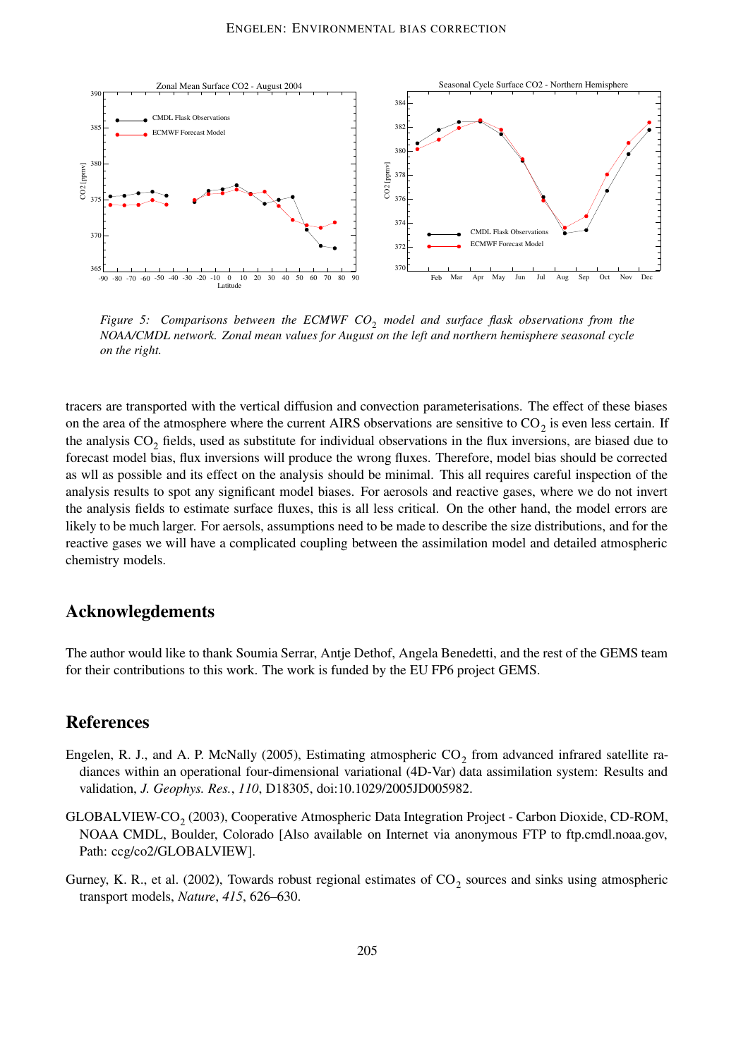*Figure 5: Comparisons between the ECMWF $CO_2$ model and surface flask observations from the NOAA/CMDL network. Zonal mean values for August on the left and northern hemisphere seasonal cycle on the right.*

tracers are transported with the vertical diffusion and convection parameterisations. The effect of these biases on the area of the atmosphere where the current AIRS observations are sensitive to $CO_2$ is even less certain. If the analysis $CO_2$ fields, used as substitute for individual observations in the flux inversions, are biased due to forecast model bias, flux inversions will produce the wrong fluxes. Therefore, model bias should be corrected as wll as possible and its effect on the analysis should be minimal. This all requires careful inspection of the analysis results to spot any significant model biases. For aerosols and reactive gases, where we do not invert the analysis fields to estimate surface fluxes, this is all less critical. On the other hand, the model errors are likely to be much larger. For aersols, assumptions need to be made to describe the size distributions, and for the reactive gases we will have a complicated coupling between the assimilation model and detailed atmospheric chemistry models.

## Acknowlegdements

The author would like to thank Soumia Serrar, Antje Dethof, Angela Benedetti, and the rest of the GEMS team for their contributions to this work. The work is funded by the EU FP6 project GEMS.

## References

Engelen, R. J., and A. P. McNally (2005), Estimating atmospheric $CO_2$ from advanced infrared satellite radiances within an operational four-dimensional variational (4D-Var) data assimilation system: Results and validation, *J. Geophys. Res.*, *110*, D18305, doi:10.1029/2005JD005982.

GLOBALVIEW-$CO_2$ (2003), Cooperative Atmospheric Data Integration Project - Carbon Dioxide, CD-ROM, NOAA CMDL, Boulder, Colorado [Also available on Internet via anonymous FTP to ftp.cmdl.noaa.gov, Path: ccg/co2/GLOBALVIEW].

Gurney, K. R., et al. (2002), Towards robust regional estimates of $CO_2$ sources and sinks using atmospheric transport models, *Nature*, *415*, 626–630.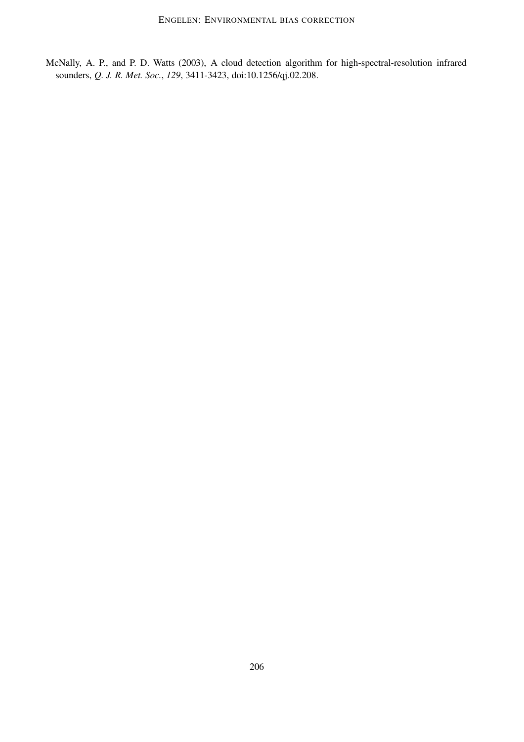McNally, A. P., and P. D. Watts (2003), A cloud detection algorithm for high-spectral-resolution infrared sounders, *Q. J. R. Met. Soc.*, *129*, 3411-3423, doi:10.1256/qj.02.208.